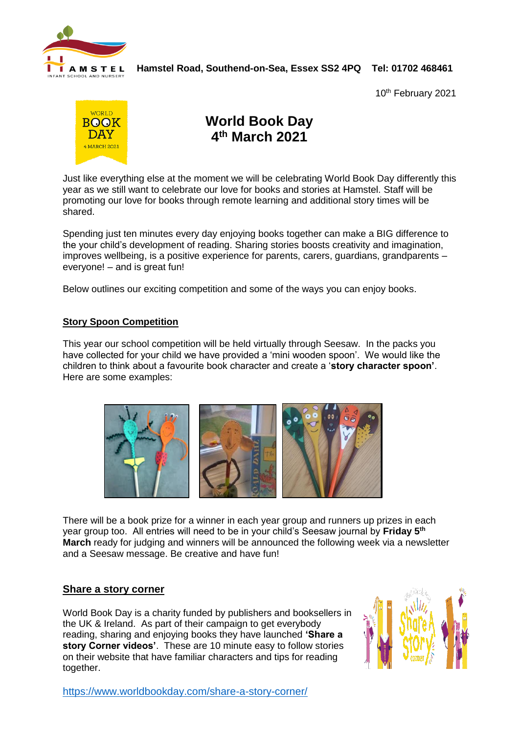Hamstel Road, Southend-on-Sea, Essex SS2 4PQ Tel: 01702 468461

10th February 2021

# World Book Day 4th March 2021

Just like everything else at the moment we will be celebrating World Book Day differently this year as we still want to celebrate our love for books and stories at Hamstel. Staff will be promoting our love for books through remote learning and additional story times will be shared.

Spending just ten minutes every day enjoying books together can make a BIG difference to the your child's development of reading. Sharing stories boosts creativity and imagination, improves wellbeing, is a positive experience for parents, carers, guardians, grandparents – everyone! – and is great fun!

Below outlines our exciting competition and some of the ways you can enjoy books.

## Story Spoon Competition

This year our school competition will be held virtually through Seesaw. In the packs you have collected for your child we have provided a 'mini wooden spoon'. We would like the children to think about a favourite book character and create a '**story character spoon**'. Here are some examples:

There will be a book prize for a winner in each year group and runners up prizes in each year group too. All entries will need to be in your child's Seesaw journal by **Friday 5th March** ready for judging and winners will be announced the following week via a newsletter and a Seesaw message. Be creative and have fun!

## Share a story corner

World Book Day is a charity funded by publishers and booksellers in the UK & Ireland. As part of their campaign to get everybody reading, sharing and enjoying books they have launched **'Share a story Corner videos'**. These are 10 minute easy to follow stories on their website that have familiar characters and tips for reading together.

https://www.worldbookday.com/share-a-story-corner/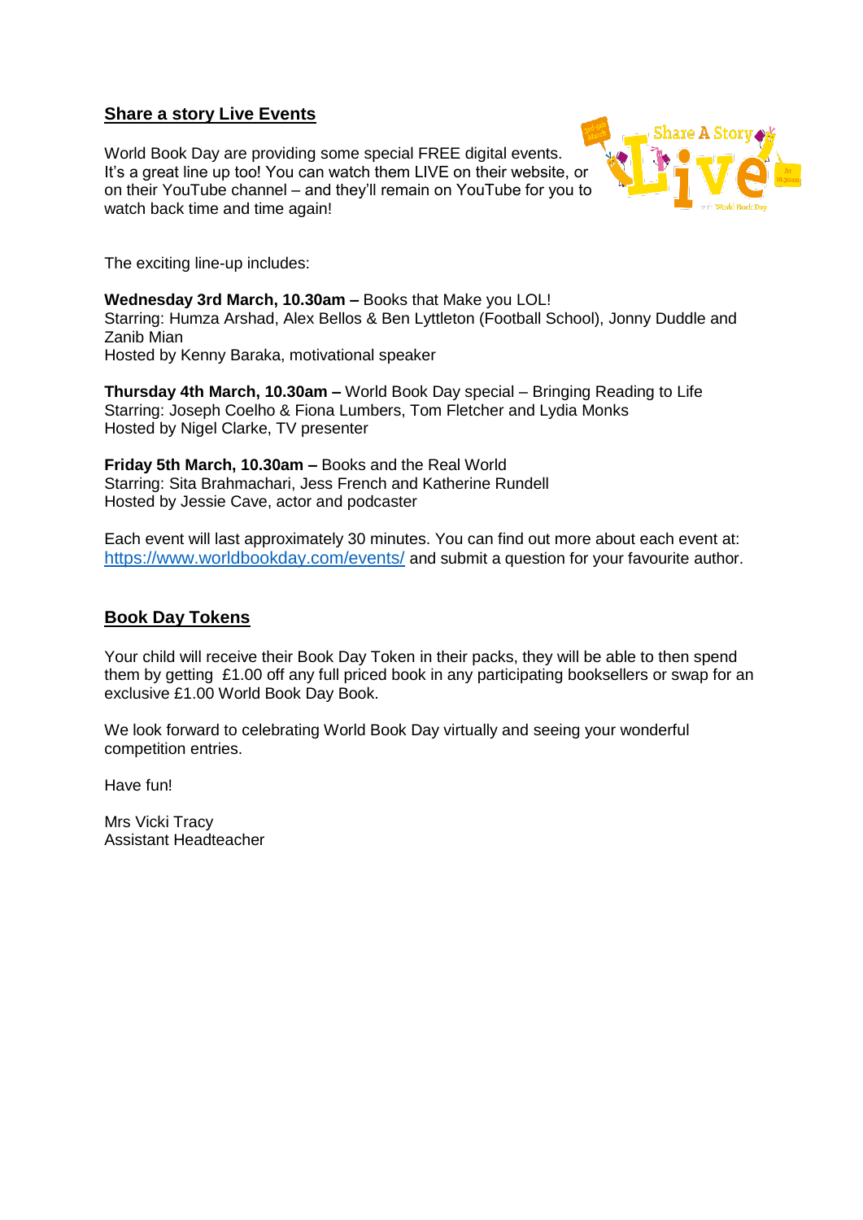## Share a story Live Events

World Book Day are providing some special FREE digital events. It's a great line up too! You can watch them LIVE on their website, or on their YouTube channel – and they'll remain on YouTube for you to watch back time and time again!

The exciting line-up includes:

**Wednesday 3rd March, 10.30am –** Books that Make you LOL!
Starring: Humza Arshad, Alex Bellos & Ben Lyttleton (Football School), Jonny Duddle and Zanib Mian
Hosted by Kenny Baraka, motivational speaker

**Thursday 4th March, 10.30am –** World Book Day special – Bringing Reading to Life
Starring: Joseph Coelho & Fiona Lumbers, Tom Fletcher and Lydia Monks
Hosted by Nigel Clarke, TV presenter

**Friday 5th March, 10.30am –** Books and the Real World
Starring: Sita Brahmachari, Jess French and Katherine Rundell
Hosted by Jessie Cave, actor and podcaster

Each event will last approximately 30 minutes. You can find out more about each event at: https://www.worldbookday.com/events/ and submit a question for your favourite author.

## Book Day Tokens

Your child will receive their Book Day Token in their packs, they will be able to then spend them by getting £1.00 off any full priced book in any participating booksellers or swap for an exclusive £1.00 World Book Day Book.

We look forward to celebrating World Book Day virtually and seeing your wonderful competition entries.

Have fun!

Mrs Vicki Tracy
Assistant Headteacher